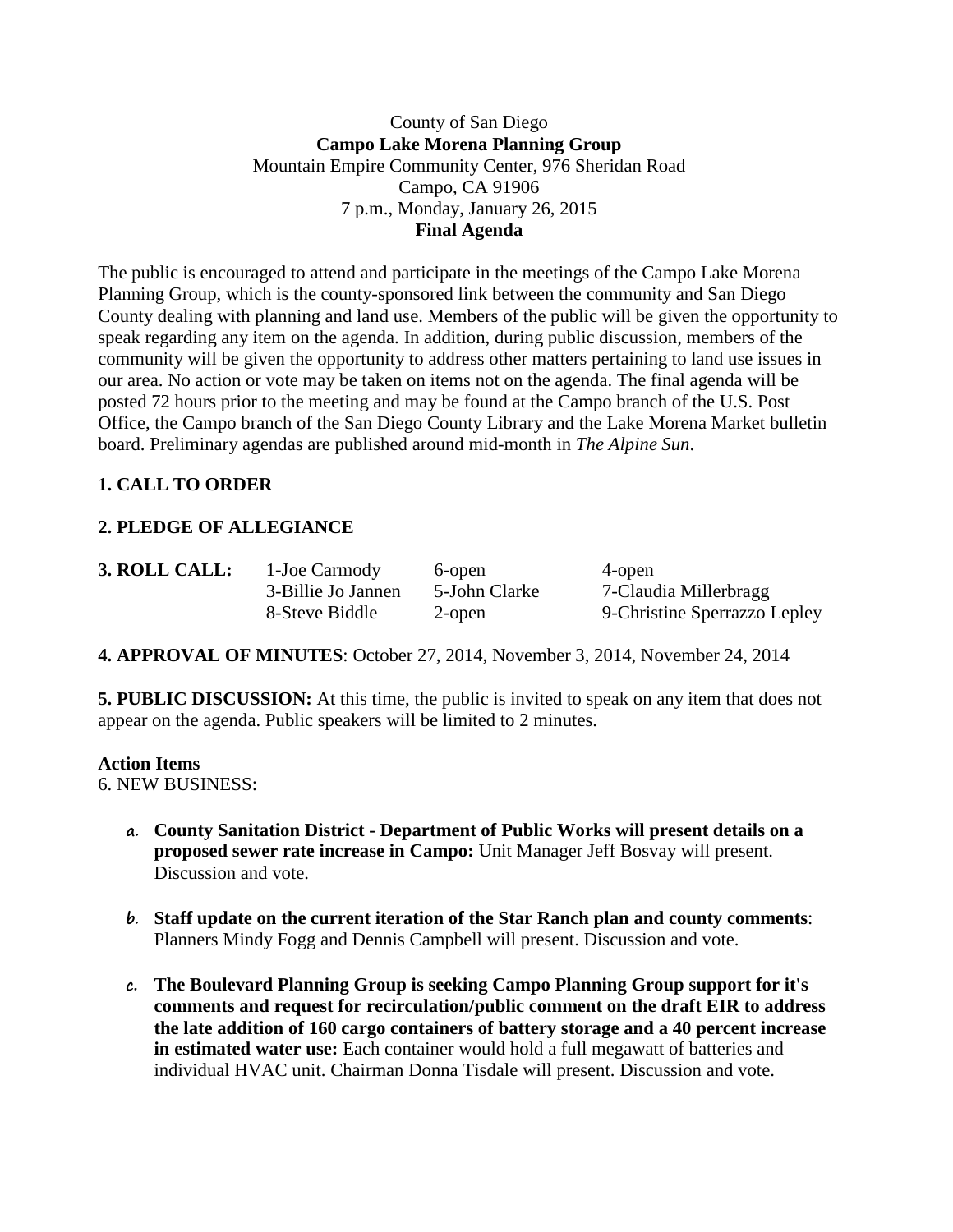County of San Diego

**Campo Lake Morena Planning Group**

Mountain Empire Community Center, 976 Sheridan Road

Campo, CA 91906

7 p.m., Monday, January 26, 2015

**Final Agenda**

The public is encouraged to attend and participate in the meetings of the Campo Lake Morena Planning Group, which is the county-sponsored link between the community and San Diego County dealing with planning and land use. Members of the public will be given the opportunity to speak regarding any item on the agenda. In addition, during public discussion, members of the community will be given the opportunity to address other matters pertaining to land use issues in our area. No action or vote may be taken on items not on the agenda. The final agenda will be posted 72 hours prior to the meeting and may be found at the Campo branch of the U.S. Post Office, the Campo branch of the San Diego County Library and the Lake Morena Market bulletin board. Preliminary agendas are published around mid-month in *The Alpine Sun*.

**1. CALL TO ORDER**

**2. PLEDGE OF ALLEGIANCE**

**3. ROLL CALL:**

| | | |
|---|---|---|
| 1-Joe Carmody | 6-open | 4-open |
| 3-Billie Jo Jannen | 5-John Clarke | 7-Claudia Millerbragg |
| 8-Steve Biddle | 2-open | 9-Christine Sperrazzo Lepley |

**4. APPROVAL OF MINUTES**: October 27, 2014, November 3, 2014, November 24, 2014

**5. PUBLIC DISCUSSION:** At this time, the public is invited to speak on any item that does not appear on the agenda. Public speakers will be limited to 2 minutes.

**Action Items**

6. NEW BUSINESS:

a. **County Sanitation District - Department of Public Works will present details on a proposed sewer rate increase in Campo:** Unit Manager Jeff Bosvay will present. Discussion and vote.

b. **Staff update on the current iteration of the Star Ranch plan and county comments**: Planners Mindy Fogg and Dennis Campbell will present. Discussion and vote.

c. **The Boulevard Planning Group is seeking Campo Planning Group support for it's comments and request for recirculation/public comment on the draft EIR to address the late addition of 160 cargo containers of battery storage and a 40 percent increase in estimated water use:** Each container would hold a full megawatt of batteries and individual HVAC unit. Chairman Donna Tisdale will present. Discussion and vote.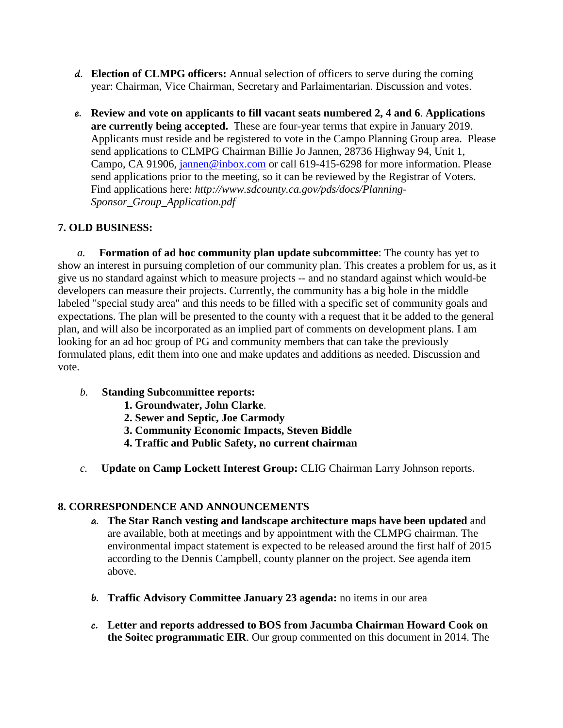d. **Election of CLMPG officers:** Annual selection of officers to serve during the coming year: Chairman, Vice Chairman, Secretary and Parlaimentarian. Discussion and votes.

e. **Review and vote on applicants to fill vacant seats numbered 2, 4 and 6**. **Applications are currently being accepted.** These are four-year terms that expire in January 2019. Applicants must reside and be registered to vote in the Campo Planning Group area. Please send applications to CLMPG Chairman Billie Jo Jannen, 28736 Highway 94, Unit 1, Campo, CA 91906, jannen@inbox.com or call 619-415-6298 for more information. Please send applications prior to the meeting, so it can be reviewed by the Registrar of Voters. Find applications here: *http://www.sdcounty.ca.gov/pds/docs/Planning-Sponsor_Group_Application.pdf*

**7. OLD BUSINESS:**

*a.* **Formation of ad hoc community plan update subcommittee**: The county has yet to show an interest in pursuing completion of our community plan. This creates a problem for us, as it give us no standard against which to measure projects -- and no standard against which would-be developers can measure their projects. Currently, the community has a big hole in the middle labeled "special study area" and this needs to be filled with a specific set of community goals and expectations. The plan will be presented to the county with a request that it be added to the general plan, and will also be incorporated as an implied part of comments on development plans. I am looking for an ad hoc group of PG and community members that can take the previously formulated plans, edit them into one and make updates and additions as needed. Discussion and vote.

*b.* **Standing Subcommittee reports:**

1. **Groundwater, John Clarke**.
2. **Sewer and Septic, Joe Carmody**
3. **Community Economic Impacts, Steven Biddle**
4. **Traffic and Public Safety, no current chairman**

*c.* **Update on Camp Lockett Interest Group:** CLIG Chairman Larry Johnson reports.

**8. CORRESPONDENCE AND ANNOUNCEMENTS**

a. **The Star Ranch vesting and landscape architecture maps have been updated** and are available, both at meetings and by appointment with the CLMPG chairman. The environmental impact statement is expected to be released around the first half of 2015 according to the Dennis Campbell, county planner on the project. See agenda item above.

b. **Traffic Advisory Committee January 23 agenda:** no items in our area

c. **Letter and reports addressed to BOS from Jacumba Chairman Howard Cook on the Soitec programmatic EIR**. Our group commented on this document in 2014. The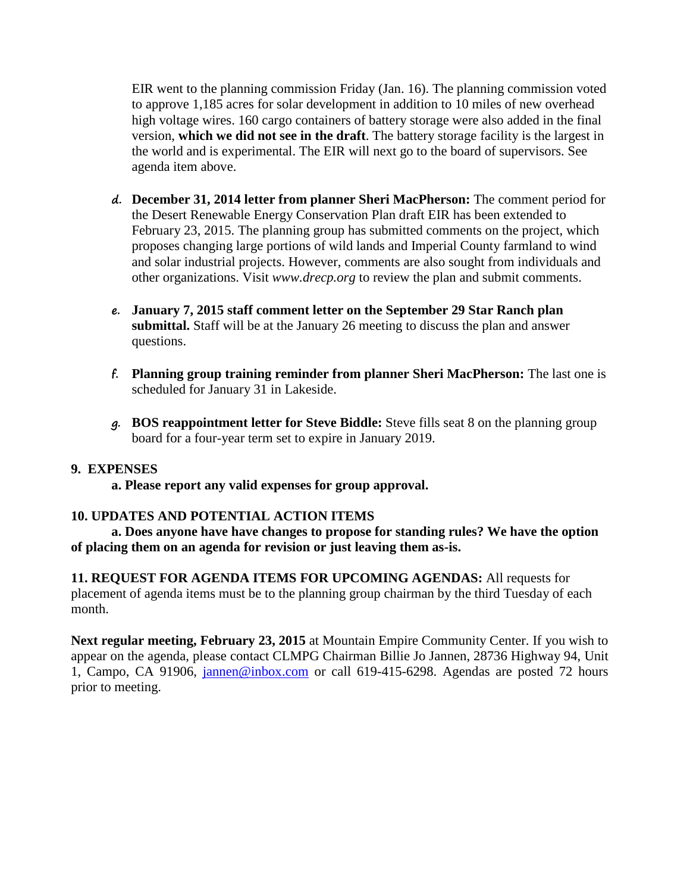EIR went to the planning commission Friday (Jan. 16). The planning commission voted to approve 1,185 acres for solar development in addition to 10 miles of new overhead high voltage wires. 160 cargo containers of battery storage were also added in the final version, **which we did not see in the draft**. The battery storage facility is the largest in the world and is experimental. The EIR will next go to the board of supervisors. See agenda item above.

d. **December 31, 2014 letter from planner Sheri MacPherson:** The comment period for the Desert Renewable Energy Conservation Plan draft EIR has been extended to February 23, 2015. The planning group has submitted comments on the project, which proposes changing large portions of wild lands and Imperial County farmland to wind and solar industrial projects. However, comments are also sought from individuals and other organizations. Visit *www.drecp.org* to review the plan and submit comments.

e. **January 7, 2015 staff comment letter on the September 29 Star Ranch plan submittal.** Staff will be at the January 26 meeting to discuss the plan and answer questions.

f. **Planning group training reminder from planner Sheri MacPherson:** The last one is scheduled for January 31 in Lakeside.

g. **BOS reappointment letter for Steve Biddle:** Steve fills seat 8 on the planning group board for a four-year term set to expire in January 2019.

**9. EXPENSES**

**a. Please report any valid expenses for group approval.**

**10. UPDATES AND POTENTIAL ACTION ITEMS**

**a. Does anyone have have changes to propose for standing rules? We have the option of placing them on an agenda for revision or just leaving them as-is.**

**11. REQUEST FOR AGENDA ITEMS FOR UPCOMING AGENDAS:** All requests for placement of agenda items must be to the planning group chairman by the third Tuesday of each month.

**Next regular meeting, February 23, 2015** at Mountain Empire Community Center. If you wish to appear on the agenda, please contact CLMPG Chairman Billie Jo Jannen, 28736 Highway 94, Unit 1, Campo, CA 91906, jannen@inbox.com or call 619-415-6298. Agendas are posted 72 hours prior to meeting.